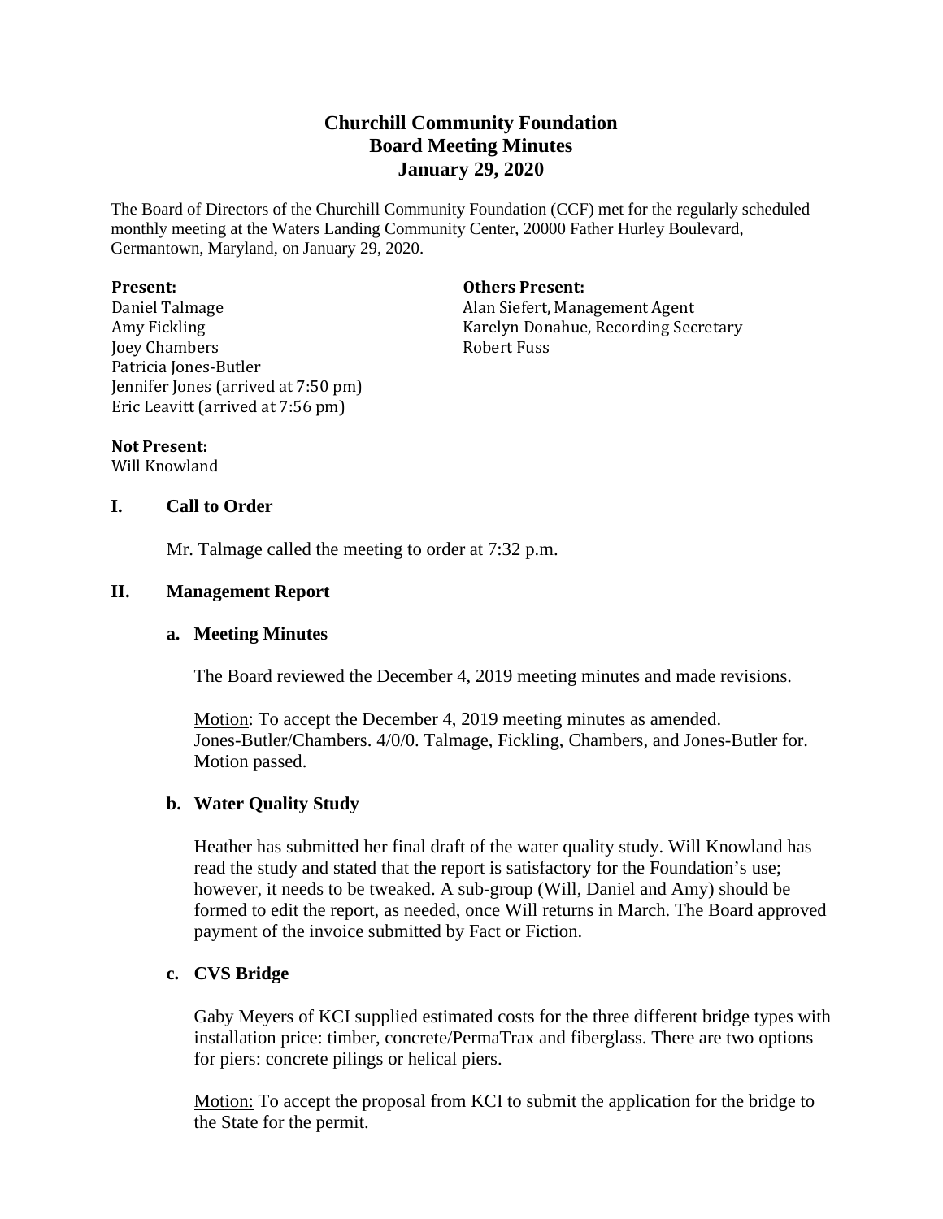# Churchill Community Foundation
## Board Meeting Minutes
### January 29, 2020

The Board of Directors of the Churchill Community Foundation (CCF) met for the regularly scheduled monthly meeting at the Waters Landing Community Center, 20000 Father Hurley Boulevard, Germantown, Maryland, on January 29, 2020.

**Present:**
Daniel Talmage
Amy Fickling
Joey Chambers
Patricia Jones-Butler
Jennifer Jones (arrived at 7:50 pm)
Eric Leavitt (arrived at 7:56 pm)

**Others Present:**
Alan Siefert, Management Agent
Karelyn Donahue, Recording Secretary
Robert Fuss

**Not Present:**
Will Knowland

## I. Call to Order

Mr. Talmage called the meeting to order at 7:32 p.m.

## II. Management Report

### a. Meeting Minutes

The Board reviewed the December 4, 2019 meeting minutes and made revisions.

Motion: To accept the December 4, 2019 meeting minutes as amended. Jones-Butler/Chambers. 4/0/0. Talmage, Fickling, Chambers, and Jones-Butler for. Motion passed.

### b. Water Quality Study

Heather has submitted her final draft of the water quality study. Will Knowland has read the study and stated that the report is satisfactory for the Foundation's use; however, it needs to be tweaked. A sub-group (Will, Daniel and Amy) should be formed to edit the report, as needed, once Will returns in March. The Board approved payment of the invoice submitted by Fact or Fiction.

### c. CVS Bridge

Gaby Meyers of KCI supplied estimated costs for the three different bridge types with installation price: timber, concrete/PermaTrax and fiberglass. There are two options for piers: concrete pilings or helical piers.

Motion: To accept the proposal from KCI to submit the application for the bridge to the State for the permit.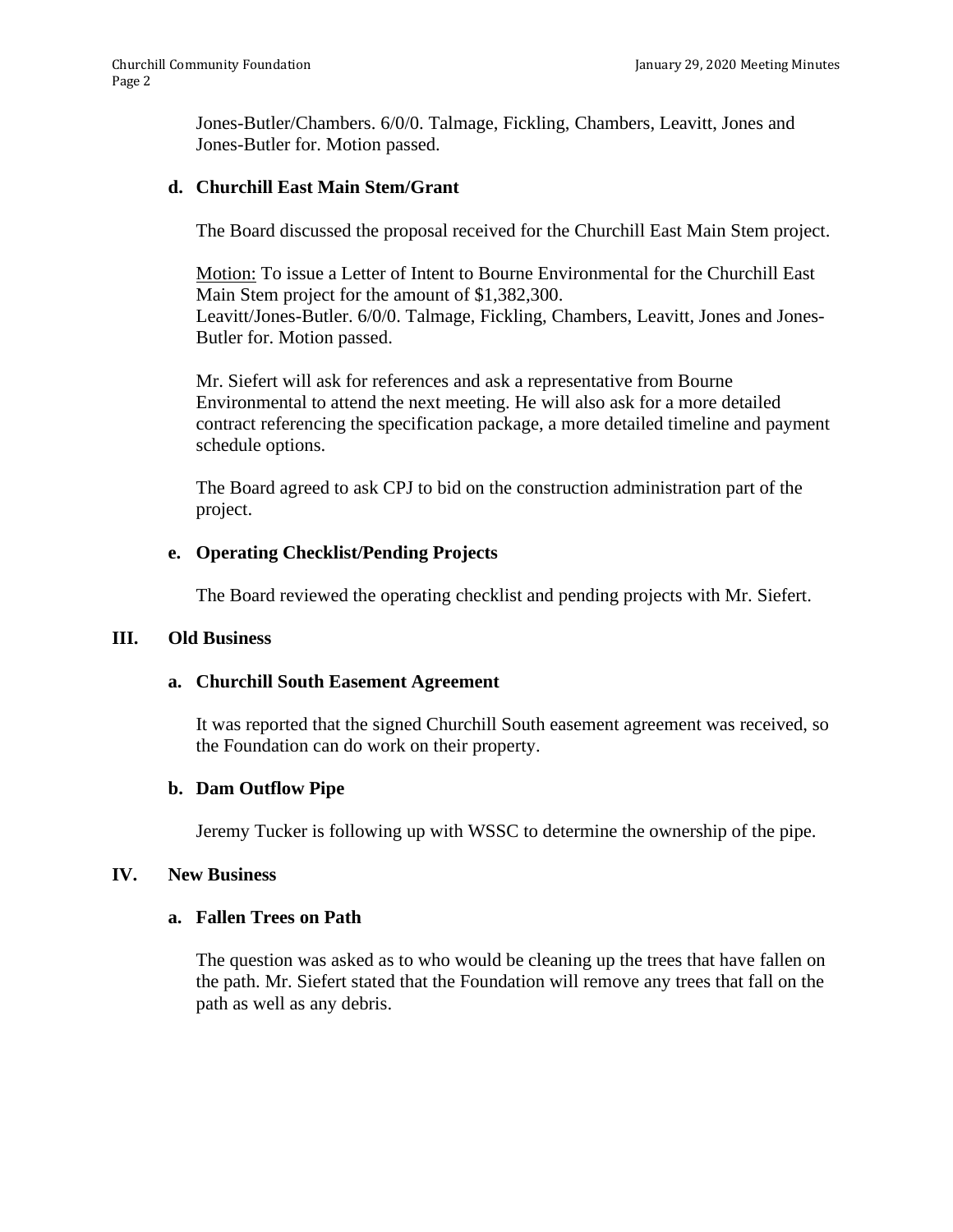Jones-Butler/Chambers. 6/0/0. Talmage, Fickling, Chambers, Leavitt, Jones and Jones-Butler for. Motion passed.

**d. Churchill East Main Stem/Grant**

The Board discussed the proposal received for the Churchill East Main Stem project.

Motion: To issue a Letter of Intent to Bourne Environmental for the Churchill East Main Stem project for the amount of $1,382,300.
Leavitt/Jones-Butler. 6/0/0. Talmage, Fickling, Chambers, Leavitt, Jones and Jones-Butler for. Motion passed.

Mr. Siefert will ask for references and ask a representative from Bourne Environmental to attend the next meeting. He will also ask for a more detailed contract referencing the specification package, a more detailed timeline and payment schedule options.

The Board agreed to ask CPJ to bid on the construction administration part of the project.

**e. Operating Checklist/Pending Projects**

The Board reviewed the operating checklist and pending projects with Mr. Siefert.

## III. Old Business

**a. Churchill South Easement Agreement**

It was reported that the signed Churchill South easement agreement was received, so the Foundation can do work on their property.

**b. Dam Outflow Pipe**

Jeremy Tucker is following up with WSSC to determine the ownership of the pipe.

## IV. New Business

**a. Fallen Trees on Path**

The question was asked as to who would be cleaning up the trees that have fallen on the path. Mr. Siefert stated that the Foundation will remove any trees that fall on the path as well as any debris.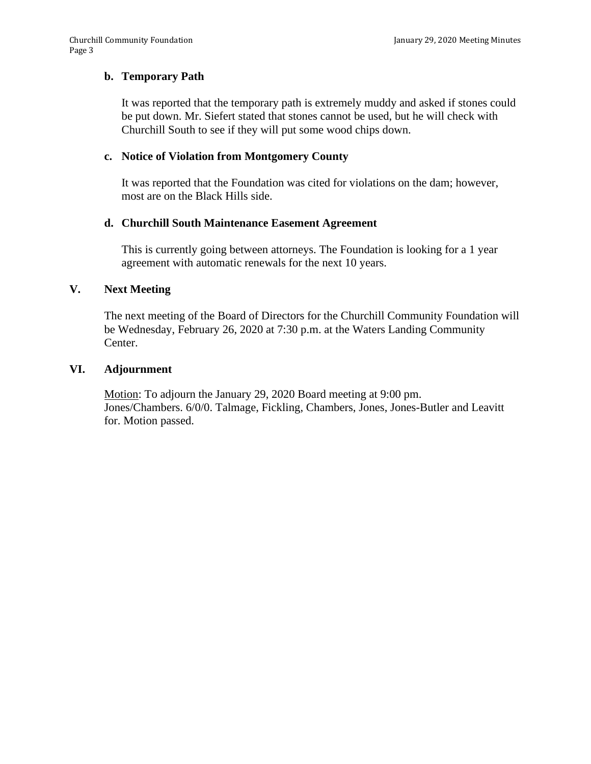### b. Temporary Path

It was reported that the temporary path is extremely muddy and asked if stones could be put down. Mr. Siefert stated that stones cannot be used, but he will check with Churchill South to see if they will put some wood chips down.

### c. Notice of Violation from Montgomery County

It was reported that the Foundation was cited for violations on the dam; however, most are on the Black Hills side.

### d. Churchill South Maintenance Easement Agreement

This is currently going between attorneys. The Foundation is looking for a 1 year agreement with automatic renewals for the next 10 years.

## V. Next Meeting

The next meeting of the Board of Directors for the Churchill Community Foundation will be Wednesday, February 26, 2020 at 7:30 p.m. at the Waters Landing Community Center.

## VI. Adjournment

Motion: To adjourn the January 29, 2020 Board meeting at 9:00 pm. Jones/Chambers. 6/0/0. Talmage, Fickling, Chambers, Jones, Jones-Butler and Leavitt for. Motion passed.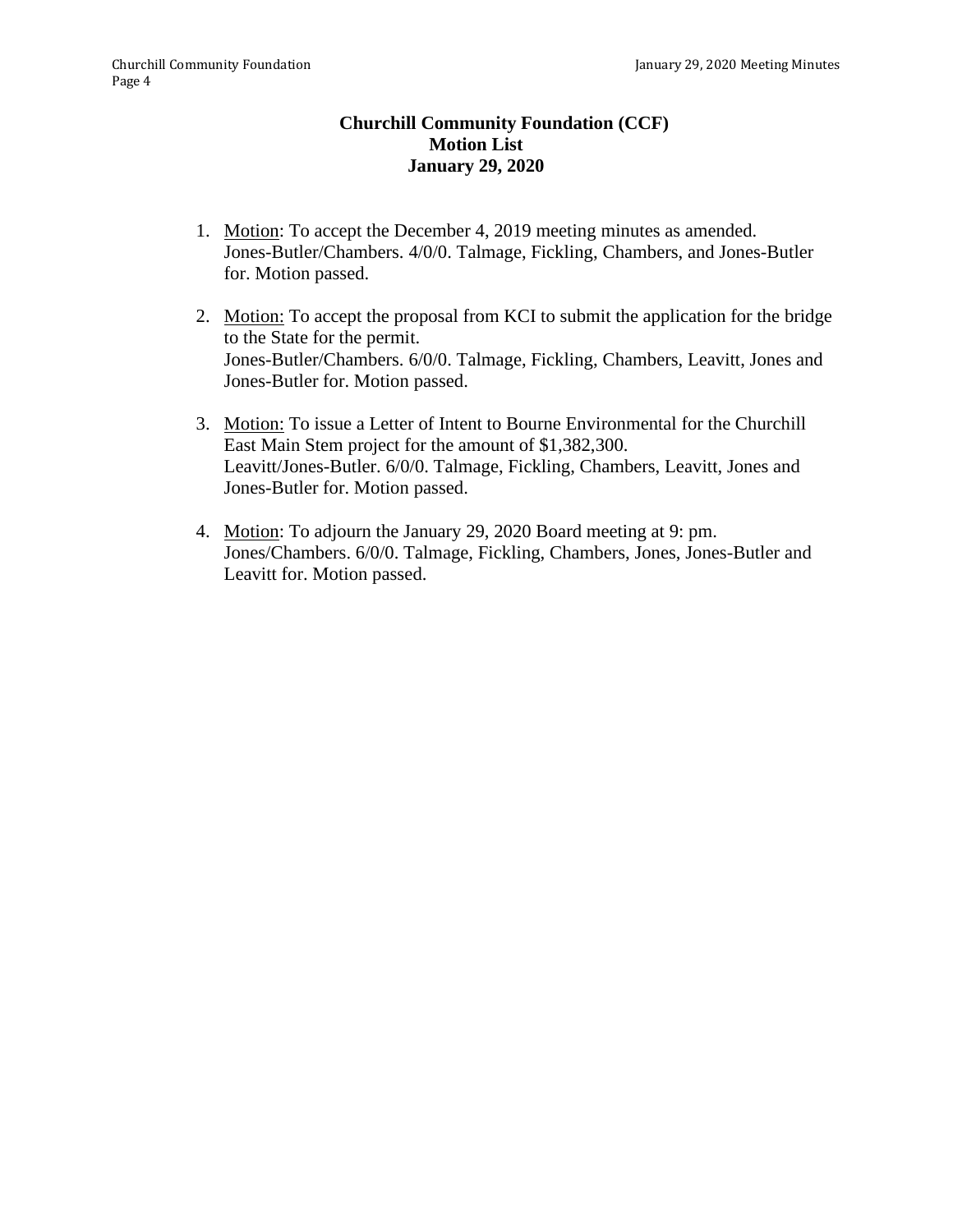**Churchill Community Foundation (CCF)**
**Motion List**
**January 29, 2020**

1. Motion: To accept the December 4, 2019 meeting minutes as amended. Jones-Butler/Chambers. 4/0/0. Talmage, Fickling, Chambers, and Jones-Butler for. Motion passed.

2. Motion: To accept the proposal from KCI to submit the application for the bridge to the State for the permit.
   Jones-Butler/Chambers. 6/0/0. Talmage, Fickling, Chambers, Leavitt, Jones and Jones-Butler for. Motion passed.

3. Motion: To issue a Letter of Intent to Bourne Environmental for the Churchill East Main Stem project for the amount of $1,382,300.
   Leavitt/Jones-Butler. 6/0/0. Talmage, Fickling, Chambers, Leavitt, Jones and Jones-Butler for. Motion passed.

4. Motion: To adjourn the January 29, 2020 Board meeting at 9: pm.
   Jones/Chambers. 6/0/0. Talmage, Fickling, Chambers, Jones, Jones-Butler and Leavitt for. Motion passed.